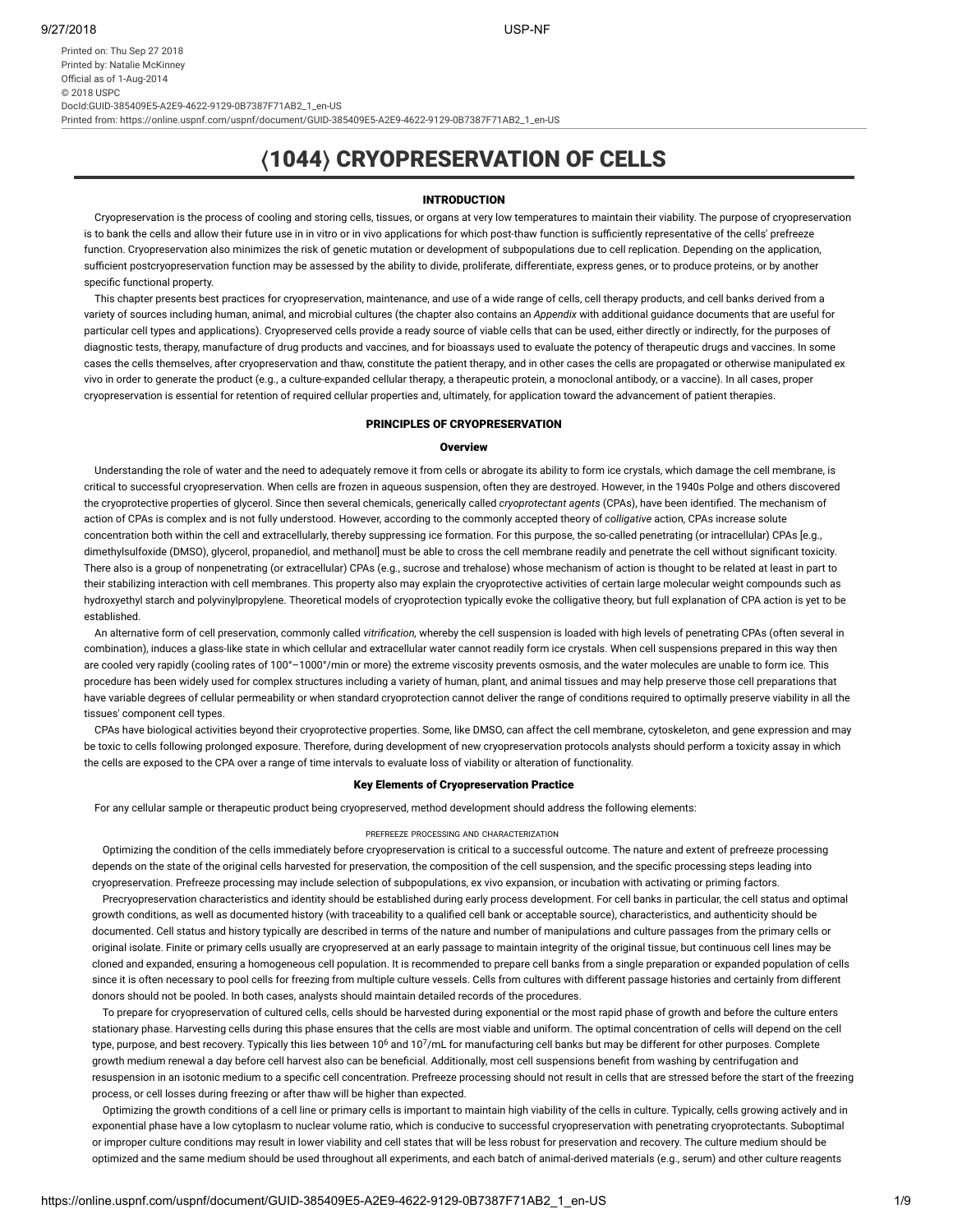# ⟨1044⟩ CRYOPRESERVATION OF CELLS

## INTRODUCTION

Cryopreservation is the process of cooling and storing cells, tissues, or organs at very low temperatures to maintain their viability. The purpose of cryopreservation is to bank the cells and allow their future use in in vitro or in vivo applications for which post-thaw function is sufficiently representative of the cells' prefreeze function. Cryopreservation also minimizes the risk of genetic mutation or development of subpopulations due to cell replication. Depending on the application, sufficient postcryopreservation function may be assessed by the ability to divide, proliferate, differentiate, express genes, or to produce proteins, or by another specific functional property.

This chapter presents best practices for cryopreservation, maintenance, and use of a wide range of cells, cell therapy products, and cell banks derived from a variety of sources including human, animal, and microbial cultures (the chapter also contains an *Appendix* with additional guidance documents that are useful for particular cell types and applications). Cryopreserved cells provide a ready source of viable cells that can be used, either directly or indirectly, for the purposes of diagnostic tests, therapy, manufacture of drug products and vaccines, and for bioassays used to evaluate the potency of therapeutic drugs and vaccines. In some cases the cells themselves, after cryopreservation and thaw, constitute the patient therapy, and in other cases the cells are propagated or otherwise manipulated ex vivo in order to generate the product (e.g., a culture-expanded cellular therapy, a therapeutic protein, a monoclonal antibody, or a vaccine). In all cases, proper cryopreservation is essential for retention of required cellular properties and, ultimately, for application toward the advancement of patient therapies.

## PRINCIPLES OF CRYOPRESERVATION

### Overview

Understanding the role of water and the need to adequately remove it from cells or abrogate its ability to form ice crystals, which damage the cell membrane, is critical to successful cryopreservation. When cells are frozen in aqueous suspension, often they are destroyed. However, in the 1940s Polge and others discovered the cryoprotective properties of glycerol. Since then several chemicals, generically called *cryoprotectant agents* (CPAs), have been identified. The mechanism of action of CPAs is complex and is not fully understood. However, according to the commonly accepted theory of *colligative* action, CPAs increase solute concentration both within the cell and extracellularly, thereby suppressing ice formation. For this purpose, the so-called penetrating (or intracellular) CPAs [e.g., dimethylsulfoxide (DMSO), glycerol, propanediol, and methanol] must be able to cross the cell membrane readily and penetrate the cell without significant toxicity. There also is a group of nonpenetrating (or extracellular) CPAs (e.g., sucrose and trehalose) whose mechanism of action is thought to be related at least in part to their stabilizing interaction with cell membranes. This property also may explain the cryoprotective activities of certain large molecular weight compounds such as hydroxyethyl starch and polyvinylpropylene. Theoretical models of cryoprotection typically evoke the colligative theory, but full explanation of CPA action is yet to be established.

An alternative form of cell preservation, commonly called *vitrification,* whereby the cell suspension is loaded with high levels of penetrating CPAs (often several in combination), induces a glass-like state in which cellular and extracellular water cannot readily form ice crystals. When cell suspensions prepared in this way then are cooled very rapidly (cooling rates of 100°–1000°/min or more) the extreme viscosity prevents osmosis, and the water molecules are unable to form ice. This procedure has been widely used for complex structures including a variety of human, plant, and animal tissues and may help preserve those cell preparations that have variable degrees of cellular permeability or when standard cryoprotection cannot deliver the range of conditions required to optimally preserve viability in all the tissues' component cell types.

CPAs have biological activities beyond their cryoprotective properties. Some, like DMSO, can affect the cell membrane, cytoskeleton, and gene expression and may be toxic to cells following prolonged exposure. Therefore, during development of new cryopreservation protocols analysts should perform a toxicity assay in which the cells are exposed to the CPA over a range of time intervals to evaluate loss of viability or alteration of functionality.

### Key Elements of Cryopreservation Practice

For any cellular sample or therapeutic product being cryopreserved, method development should address the following elements:

#### PREFREEZE PROCESSING AND CHARACTERIZATION

Optimizing the condition of the cells immediately before cryopreservation is critical to a successful outcome. The nature and extent of prefreeze processing depends on the state of the original cells harvested for preservation, the composition of the cell suspension, and the specific processing steps leading into cryopreservation. Prefreeze processing may include selection of subpopulations, ex vivo expansion, or incubation with activating or priming factors.

Precryopreservation characteristics and identity should be established during early process development. For cell banks in particular, the cell status and optimal growth conditions, as well as documented history (with traceability to a qualified cell bank or acceptable source), characteristics, and authenticity should be documented. Cell status and history typically are described in terms of the nature and number of manipulations and culture passages from the primary cells or original isolate. Finite or primary cells usually are cryopreserved at an early passage to maintain integrity of the original tissue, but continuous cell lines may be cloned and expanded, ensuring a homogeneous cell population. It is recommended to prepare cell banks from a single preparation or expanded population of cells since it is often necessary to pool cells for freezing from multiple culture vessels. Cells from cultures with different passage histories and certainly from different donors should not be pooled. In both cases, analysts should maintain detailed records of the procedures.

To prepare for cryopreservation of cultured cells, cells should be harvested during exponential or the most rapid phase of growth and before the culture enters stationary phase. Harvesting cells during this phase ensures that the cells are most viable and uniform. The optimal concentration of cells will depend on the cell type, purpose, and best recovery. Typically this lies between $10^6$ and $10^7$/mL for manufacturing cell banks but may be different for other purposes. Complete growth medium renewal a day before cell harvest also can be beneficial. Additionally, most cell suspensions benefit from washing by centrifugation and resuspension in an isotonic medium to a specific cell concentration. Prefreeze processing should not result in cells that are stressed before the start of the freezing process, or cell losses during freezing or after thaw will be higher than expected.

Optimizing the growth conditions of a cell line or primary cells is important to maintain high viability of the cells in culture. Typically, cells growing actively and in exponential phase have a low cytoplasm to nuclear volume ratio, which is conducive to successful cryopreservation with penetrating cryoprotectants. Suboptimal or improper culture conditions may result in lower viability and cell states that will be less robust for preservation and recovery. The culture medium should be optimized and the same medium should be used throughout all experiments, and each batch of animal-derived materials (e.g., serum) and other culture reagents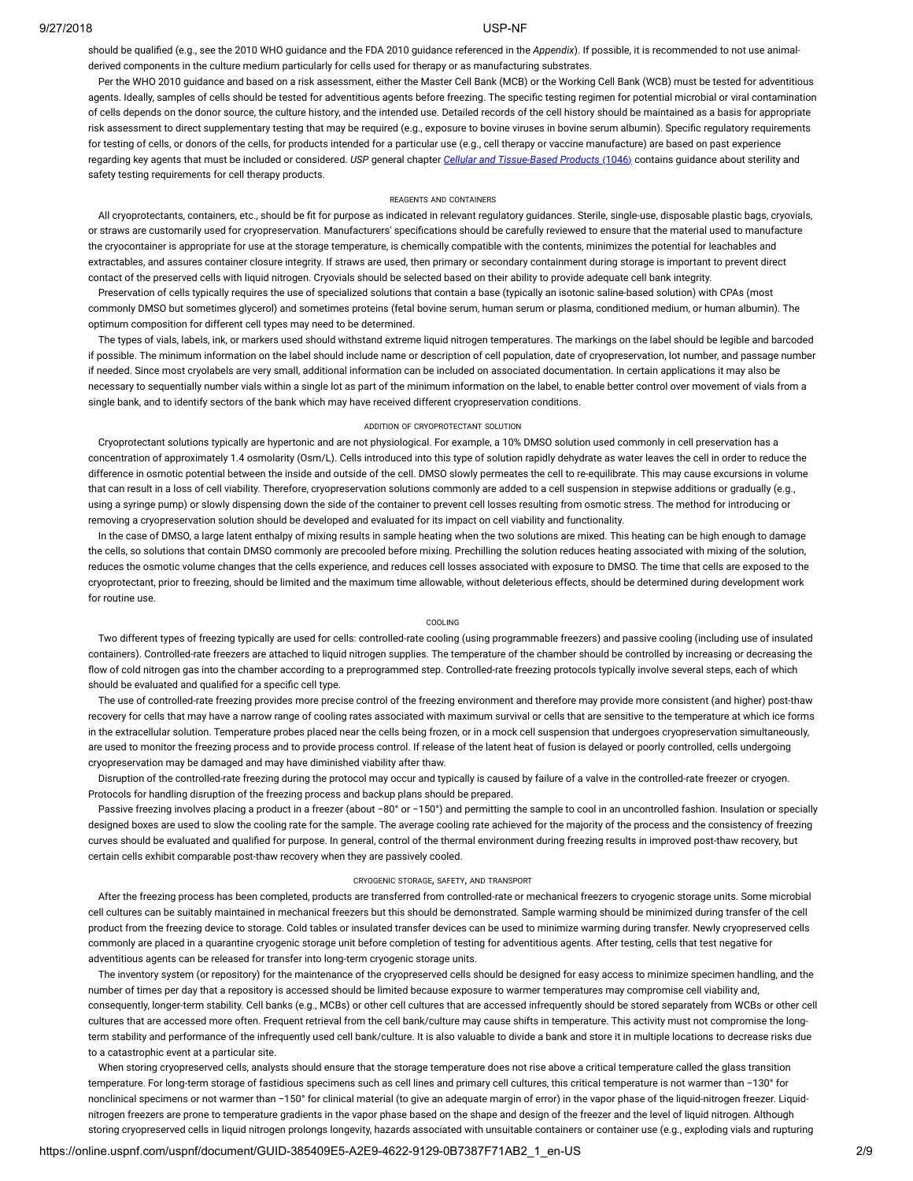should be qualified (e.g., see the 2010 WHO guidance and the FDA 2010 guidance referenced in the *Appendix*). If possible, it is recommended to not use animal-derived components in the culture medium particularly for cells used for therapy or as manufacturing substrates.

Per the WHO 2010 guidance and based on a risk assessment, either the Master Cell Bank (MCB) or the Working Cell Bank (WCB) must be tested for adventitious agents. Ideally, samples of cells should be tested for adventitious agents before freezing. The specific testing regimen for potential microbial or viral contamination of cells depends on the donor source, the culture history, and the intended use. Detailed records of the cell history should be maintained as a basis for appropriate risk assessment to direct supplementary testing that may be required (e.g., exposure to bovine viruses in bovine serum albumin). Specific regulatory requirements for testing of cells, or donors of the cells, for products intended for a particular use (e.g., cell therapy or vaccine manufacture) are based on past experience regarding key agents that must be included or considered. *USP* general chapter *Cellular and Tissue-Based Products* ⟨1046⟩ contains guidance about sterility and safety testing requirements for cell therapy products.

#### REAGENTS AND CONTAINERS

All cryoprotectants, containers, etc., should be fit for purpose as indicated in relevant regulatory guidances. Sterile, single-use, disposable plastic bags, cryovials, or straws are customarily used for cryopreservation. Manufacturers' specifications should be carefully reviewed to ensure that the material used to manufacture the cryocontainer is appropriate for use at the storage temperature, is chemically compatible with the contents, minimizes the potential for leachables and extractables, and assures container closure integrity. If straws are used, then primary or secondary containment during storage is important to prevent direct contact of the preserved cells with liquid nitrogen. Cryovials should be selected based on their ability to provide adequate cell bank integrity.

Preservation of cells typically requires the use of specialized solutions that contain a base (typically an isotonic saline-based solution) with CPAs (most commonly DMSO but sometimes glycerol) and sometimes proteins (fetal bovine serum, human serum or plasma, conditioned medium, or human albumin). The optimum composition for different cell types may need to be determined.

The types of vials, labels, ink, or markers used should withstand extreme liquid nitrogen temperatures. The markings on the label should be legible and barcoded if possible. The minimum information on the label should include name or description of cell population, date of cryopreservation, lot number, and passage number if needed. Since most cryolabels are very small, additional information can be included on associated documentation. In certain applications it may also be necessary to sequentially number vials within a single lot as part of the minimum information on the label, to enable better control over movement of vials from a single bank, and to identify sectors of the bank which may have received different cryopreservation conditions.

#### ADDITION OF CRYOPROTECTANT SOLUTION

Cryoprotectant solutions typically are hypertonic and are not physiological. For example, a 10% DMSO solution used commonly in cell preservation has a concentration of approximately 1.4 osmolarity (Osm/L). Cells introduced into this type of solution rapidly dehydrate as water leaves the cell in order to reduce the difference in osmotic potential between the inside and outside of the cell. DMSO slowly permeates the cell to re-equilibrate. This may cause excursions in volume that can result in a loss of cell viability. Therefore, cryopreservation solutions commonly are added to a cell suspension in stepwise additions or gradually (e.g., using a syringe pump) or slowly dispensing down the side of the container to prevent cell losses resulting from osmotic stress. The method for introducing or removing a cryopreservation solution should be developed and evaluated for its impact on cell viability and functionality.

In the case of DMSO, a large latent enthalpy of mixing results in sample heating when the two solutions are mixed. This heating can be high enough to damage the cells, so solutions that contain DMSO commonly are precooled before mixing. Prechilling the solution reduces heating associated with mixing of the solution, reduces the osmotic volume changes that the cells experience, and reduces cell losses associated with exposure to DMSO. The time that cells are exposed to the cryoprotectant, prior to freezing, should be limited and the maximum time allowable, without deleterious effects, should be determined during development work for routine use.

#### COOLING

Two different types of freezing typically are used for cells: controlled-rate cooling (using programmable freezers) and passive cooling (including use of insulated containers). Controlled-rate freezers are attached to liquid nitrogen supplies. The temperature of the chamber should be controlled by increasing or decreasing the flow of cold nitrogen gas into the chamber according to a preprogrammed step. Controlled-rate freezing protocols typically involve several steps, each of which should be evaluated and qualified for a specific cell type.

The use of controlled-rate freezing provides more precise control of the freezing environment and therefore may provide more consistent (and higher) post-thaw recovery for cells that may have a narrow range of cooling rates associated with maximum survival or cells that are sensitive to the temperature at which ice forms in the extracellular solution. Temperature probes placed near the cells being frozen, or in a mock cell suspension that undergoes cryopreservation simultaneously, are used to monitor the freezing process and to provide process control. If release of the latent heat of fusion is delayed or poorly controlled, cells undergoing cryopreservation may be damaged and may have diminished viability after thaw.

Disruption of the controlled-rate freezing during the protocol may occur and typically is caused by failure of a valve in the controlled-rate freezer or cryogen. Protocols for handling disruption of the freezing process and backup plans should be prepared.

Passive freezing involves placing a product in a freezer (about −80° or −150°) and permitting the sample to cool in an uncontrolled fashion. Insulation or specially designed boxes are used to slow the cooling rate for the sample. The average cooling rate achieved for the majority of the process and the consistency of freezing curves should be evaluated and qualified for purpose. In general, control of the thermal environment during freezing results in improved post-thaw recovery, but certain cells exhibit comparable post-thaw recovery when they are passively cooled.

#### CRYOGENIC STORAGE, SAFETY, AND TRANSPORT

After the freezing process has been completed, products are transferred from controlled-rate or mechanical freezers to cryogenic storage units. Some microbial cell cultures can be suitably maintained in mechanical freezers but this should be demonstrated. Sample warming should be minimized during transfer of the cell product from the freezing device to storage. Cold tables or insulated transfer devices can be used to minimize warming during transfer. Newly cryopreserved cells commonly are placed in a quarantine cryogenic storage unit before completion of testing for adventitious agents. After testing, cells that test negative for adventitious agents can be released for transfer into long-term cryogenic storage units.

The inventory system (or repository) for the maintenance of the cryopreserved cells should be designed for easy access to minimize specimen handling, and the number of times per day that a repository is accessed should be limited because exposure to warmer temperatures may compromise cell viability and, consequently, longer-term stability. Cell banks (e.g., MCBs) or other cell cultures that are accessed infrequently should be stored separately from WCBs or other cell cultures that are accessed more often. Frequent retrieval from the cell bank/culture may cause shifts in temperature. This activity must not compromise the long-term stability and performance of the infrequently used cell bank/culture. It is also valuable to divide a bank and store it in multiple locations to decrease risks due to a catastrophic event at a particular site.

When storing cryopreserved cells, analysts should ensure that the storage temperature does not rise above a critical temperature called the glass transition temperature. For long-term storage of fastidious specimens such as cell lines and primary cell cultures, this critical temperature is not warmer than −130° for nonclinical specimens or not warmer than −150° for clinical material (to give an adequate margin of error) in the vapor phase of the liquid-nitrogen freezer. Liquid-nitrogen freezers are prone to temperature gradients in the vapor phase based on the shape and design of the freezer and the level of liquid nitrogen. Although storing cryopreserved cells in liquid nitrogen prolongs longevity, hazards associated with unsuitable containers or container use (e.g., exploding vials and rupturing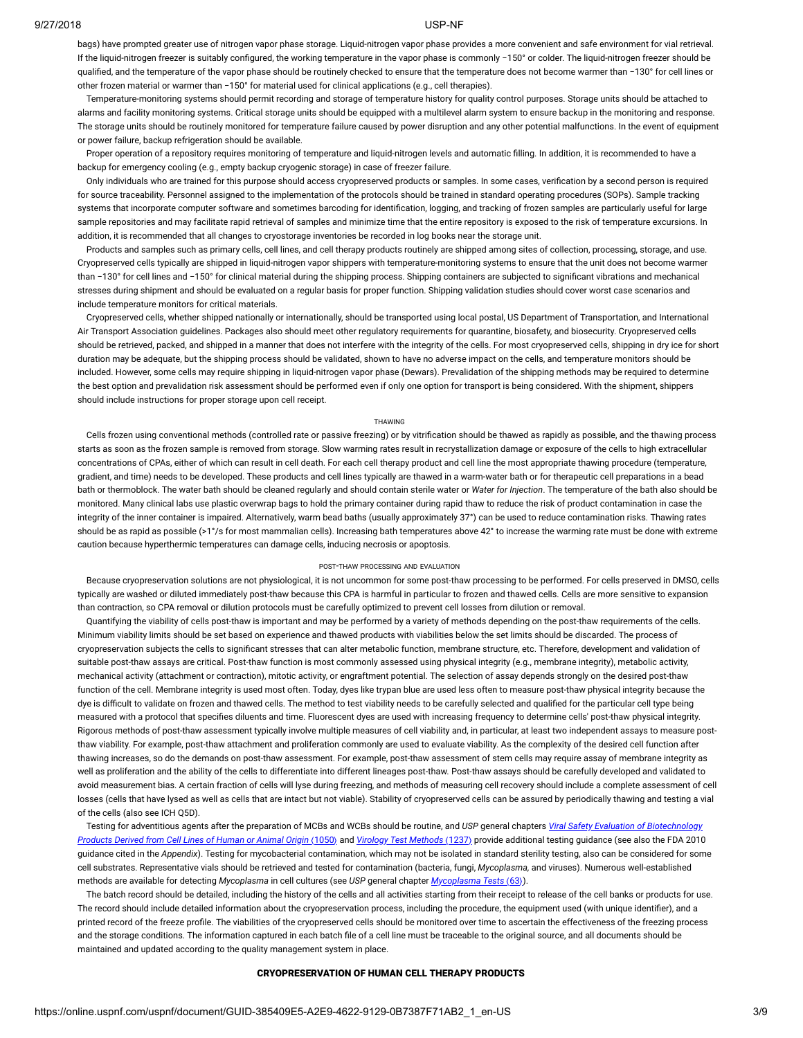bags) have prompted greater use of nitrogen vapor phase storage. Liquid-nitrogen vapor phase provides a more convenient and safe environment for vial retrieval. If the liquid-nitrogen freezer is suitably configured, the working temperature in the vapor phase is commonly −150° or colder. The liquid-nitrogen freezer should be qualified, and the temperature of the vapor phase should be routinely checked to ensure that the temperature does not become warmer than −130° for cell lines or other frozen material or warmer than −150° for material used for clinical applications (e.g., cell therapies).

Temperature-monitoring systems should permit recording and storage of temperature history for quality control purposes. Storage units should be attached to alarms and facility monitoring systems. Critical storage units should be equipped with a multilevel alarm system to ensure backup in the monitoring and response. The storage units should be routinely monitored for temperature failure caused by power disruption and any other potential malfunctions. In the event of equipment or power failure, backup refrigeration should be available.

Proper operation of a repository requires monitoring of temperature and liquid-nitrogen levels and automatic filling. In addition, it is recommended to have a backup for emergency cooling (e.g., empty backup cryogenic storage) in case of freezer failure.

Only individuals who are trained for this purpose should access cryopreserved products or samples. In some cases, verification by a second person is required for source traceability. Personnel assigned to the implementation of the protocols should be trained in standard operating procedures (SOPs). Sample tracking systems that incorporate computer software and sometimes barcoding for identification, logging, and tracking of frozen samples are particularly useful for large sample repositories and may facilitate rapid retrieval of samples and minimize time that the entire repository is exposed to the risk of temperature excursions. In addition, it is recommended that all changes to cryostorage inventories be recorded in log books near the storage unit.

Products and samples such as primary cells, cell lines, and cell therapy products routinely are shipped among sites of collection, processing, storage, and use. Cryopreserved cells typically are shipped in liquid-nitrogen vapor shippers with temperature-monitoring systems to ensure that the unit does not become warmer than −130° for cell lines and −150° for clinical material during the shipping process. Shipping containers are subjected to significant vibrations and mechanical stresses during shipment and should be evaluated on a regular basis for proper function. Shipping validation studies should cover worst case scenarios and include temperature monitors for critical materials.

Cryopreserved cells, whether shipped nationally or internationally, should be transported using local postal, US Department of Transportation, and International Air Transport Association guidelines. Packages also should meet other regulatory requirements for quarantine, biosafety, and biosecurity. Cryopreserved cells should be retrieved, packed, and shipped in a manner that does not interfere with the integrity of the cells. For most cryopreserved cells, shipping in dry ice for short duration may be adequate, but the shipping process should be validated, shown to have no adverse impact on the cells, and temperature monitors should be included. However, some cells may require shipping in liquid-nitrogen vapor phase (Dewars). Prevalidation of the shipping methods may be required to determine the best option and prevalidation risk assessment should be performed even if only one option for transport is being considered. With the shipment, shippers should include instructions for proper storage upon cell receipt.

#### THAWING

Cells frozen using conventional methods (controlled rate or passive freezing) or by vitrification should be thawed as rapidly as possible, and the thawing process starts as soon as the frozen sample is removed from storage. Slow warming rates result in recrystallization damage or exposure of the cells to high extracellular concentrations of CPAs, either of which can result in cell death. For each cell therapy product and cell line the most appropriate thawing procedure (temperature, gradient, and time) needs to be developed. These products and cell lines typically are thawed in a warm-water bath or for therapeutic cell preparations in a bead bath or thermoblock. The water bath should be cleaned regularly and should contain sterile water or *Water for Injection*. The temperature of the bath also should be monitored. Many clinical labs use plastic overwrap bags to hold the primary container during rapid thaw to reduce the risk of product contamination in case the integrity of the inner container is impaired. Alternatively, warm bead baths (usually approximately 37°) can be used to reduce contamination risks. Thawing rates should be as rapid as possible (>1°/s for most mammalian cells). Increasing bath temperatures above 42° to increase the warming rate must be done with extreme caution because hyperthermic temperatures can damage cells, inducing necrosis or apoptosis.

#### POST-THAW PROCESSING AND EVALUATION

Because cryopreservation solutions are not physiological, it is not uncommon for some post-thaw processing to be performed. For cells preserved in DMSO, cells typically are washed or diluted immediately post-thaw because this CPA is harmful in particular to frozen and thawed cells. Cells are more sensitive to expansion than contraction, so CPA removal or dilution protocols must be carefully optimized to prevent cell losses from dilution or removal.

Quantifying the viability of cells post-thaw is important and may be performed by a variety of methods depending on the post-thaw requirements of the cells. Minimum viability limits should be set based on experience and thawed products with viabilities below the set limits should be discarded. The process of cryopreservation subjects the cells to significant stresses that can alter metabolic function, membrane structure, etc. Therefore, development and validation of suitable post-thaw assays are critical. Post-thaw function is most commonly assessed using physical integrity (e.g., membrane integrity), metabolic activity, mechanical activity (attachment or contraction), mitotic activity, or engraftment potential. The selection of assay depends strongly on the desired post-thaw function of the cell. Membrane integrity is used most often. Today, dyes like trypan blue are used less often to measure post-thaw physical integrity because the dye is difficult to validate on frozen and thawed cells. The method to test viability needs to be carefully selected and qualified for the particular cell type being measured with a protocol that specifies diluents and time. Fluorescent dyes are used with increasing frequency to determine cells' post-thaw physical integrity. Rigorous methods of post-thaw assessment typically involve multiple measures of cell viability and, in particular, at least two independent assays to measure post-thaw viability. For example, post-thaw attachment and proliferation commonly are used to evaluate viability. As the complexity of the desired cell function after thawing increases, so do the demands on post-thaw assessment. For example, post-thaw assessment of stem cells may require assay of membrane integrity as well as proliferation and the ability of the cells to differentiate into different lineages post-thaw. Post-thaw assays should be carefully developed and validated to avoid measurement bias. A certain fraction of cells will lyse during freezing, and methods of measuring cell recovery should include a complete assessment of cell losses (cells that have lysed as well as cells that are intact but not viable). Stability of cryopreserved cells can be assured by periodically thawing and testing a vial of the cells (also see ICH Q5D).

Testing for adventitious agents after the preparation of MCBs and WCBs should be routine, and *USP* general chapters *Viral Safety Evaluation of Biotechnology Products Derived from Cell Lines of Human or Animal Origin* ⟨1050⟩ and *Virology Test Methods* ⟨1237⟩ provide additional testing guidance (see also the FDA 2010 guidance cited in the *Appendix*). Testing for mycobacterial contamination, which may not be isolated in standard sterility testing, also can be considered for some cell substrates. Representative vials should be retrieved and tested for contamination (bacteria, fungi, *Mycoplasma,* and viruses). Numerous well-established methods are available for detecting *Mycoplasma* in cell cultures (see *USP* general chapter *Mycoplasma Tests* ⟨63⟩).

The batch record should be detailed, including the history of the cells and all activities starting from their receipt to release of the cell banks or products for use. The record should include detailed information about the cryopreservation process, including the procedure, the equipment used (with unique identifier), and a printed record of the freeze profile. The viabilities of the cryopreserved cells should be monitored over time to ascertain the effectiveness of the freezing process and the storage conditions. The information captured in each batch file of a cell line must be traceable to the original source, and all documents should be maintained and updated according to the quality management system in place.

## CRYOPRESERVATION OF HUMAN CELL THERAPY PRODUCTS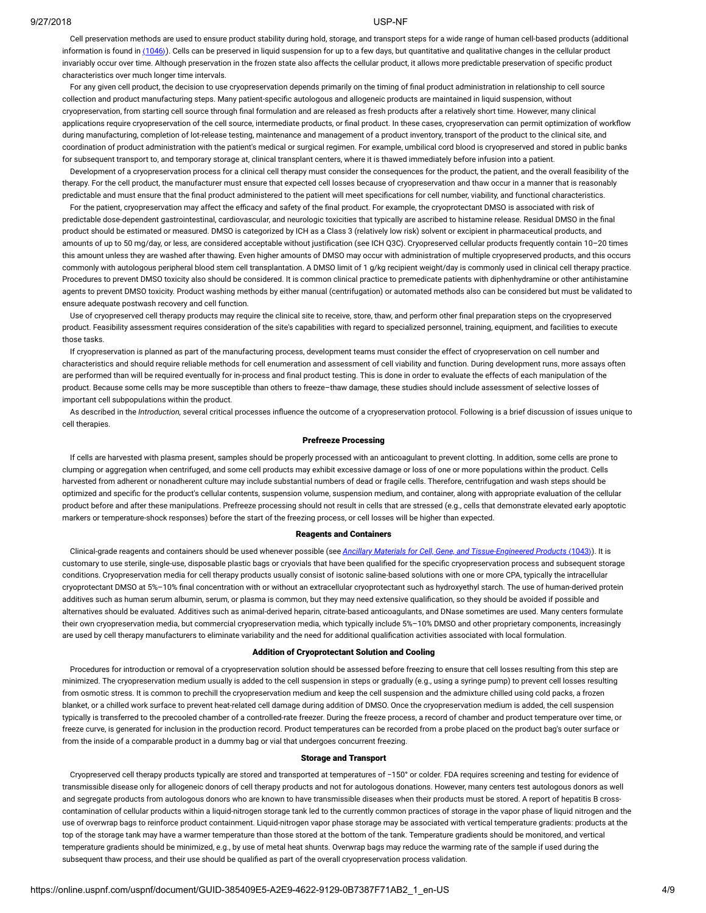Cell preservation methods are used to ensure product stability during hold, storage, and transport steps for a wide range of human cell-based products (additional information is found in ⟨1046⟩). Cells can be preserved in liquid suspension for up to a few days, but quantitative and qualitative changes in the cellular product invariably occur over time. Although preservation in the frozen state also affects the cellular product, it allows more predictable preservation of specific product characteristics over much longer time intervals.

For any given cell product, the decision to use cryopreservation depends primarily on the timing of final product administration in relationship to cell source collection and product manufacturing steps. Many patient-specific autologous and allogeneic products are maintained in liquid suspension, without cryopreservation, from starting cell source through final formulation and are released as fresh products after a relatively short time. However, many clinical applications require cryopreservation of the cell source, intermediate products, or final product. In these cases, cryopreservation can permit optimization of workflow during manufacturing, completion of lot-release testing, maintenance and management of a product inventory, transport of the product to the clinical site, and coordination of product administration with the patient's medical or surgical regimen. For example, umbilical cord blood is cryopreserved and stored in public banks for subsequent transport to, and temporary storage at, clinical transplant centers, where it is thawed immediately before infusion into a patient.

Development of a cryopreservation process for a clinical cell therapy must consider the consequences for the product, the patient, and the overall feasibility of the therapy. For the cell product, the manufacturer must ensure that expected cell losses because of cryopreservation and thaw occur in a manner that is reasonably predictable and must ensure that the final product administered to the patient will meet specifications for cell number, viability, and functional characteristics.

For the patient, cryopreservation may affect the efficacy and safety of the final product. For example, the cryoprotectant DMSO is associated with risk of predictable dose-dependent gastrointestinal, cardiovascular, and neurologic toxicities that typically are ascribed to histamine release. Residual DMSO in the final product should be estimated or measured. DMSO is categorized by ICH as a Class 3 (relatively low risk) solvent or excipient in pharmaceutical products, and amounts of up to 50 mg/day, or less, are considered acceptable without justification (see ICH Q3C). Cryopreserved cellular products frequently contain 10–20 times this amount unless they are washed after thawing. Even higher amounts of DMSO may occur with administration of multiple cryopreserved products, and this occurs commonly with autologous peripheral blood stem cell transplantation. A DMSO limit of 1 g/kg recipient weight/day is commonly used in clinical cell therapy practice. Procedures to prevent DMSO toxicity also should be considered. It is common clinical practice to premedicate patients with diphenhydramine or other antihistamine agents to prevent DMSO toxicity. Product washing methods by either manual (centrifugation) or automated methods also can be considered but must be validated to ensure adequate postwash recovery and cell function.

Use of cryopreserved cell therapy products may require the clinical site to receive, store, thaw, and perform other final preparation steps on the cryopreserved product. Feasibility assessment requires consideration of the site's capabilities with regard to specialized personnel, training, equipment, and facilities to execute those tasks.

If cryopreservation is planned as part of the manufacturing process, development teams must consider the effect of cryopreservation on cell number and characteristics and should require reliable methods for cell enumeration and assessment of cell viability and function. During development runs, more assays often are performed than will be required eventually for in-process and final product testing. This is done in order to evaluate the effects of each manipulation of the product. Because some cells may be more susceptible than others to freeze–thaw damage, these studies should include assessment of selective losses of important cell subpopulations within the product.

As described in the *Introduction,* several critical processes influence the outcome of a cryopreservation protocol. Following is a brief discussion of issues unique to cell therapies.

### Prefreeze Processing

If cells are harvested with plasma present, samples should be properly processed with an anticoagulant to prevent clotting. In addition, some cells are prone to clumping or aggregation when centrifuged, and some cell products may exhibit excessive damage or loss of one or more populations within the product. Cells harvested from adherent or nonadherent culture may include substantial numbers of dead or fragile cells. Therefore, centrifugation and wash steps should be optimized and specific for the product's cellular contents, suspension volume, suspension medium, and container, along with appropriate evaluation of the cellular product before and after these manipulations. Prefreeze processing should not result in cells that are stressed (e.g., cells that demonstrate elevated early apoptotic markers or temperature-shock responses) before the start of the freezing process, or cell losses will be higher than expected.

### Reagents and Containers

Clinical-grade reagents and containers should be used whenever possible (see *Ancillary Materials for Cell, Gene, and Tissue-Engineered Products* ⟨1043⟩). It is customary to use sterile, single-use, disposable plastic bags or cryovials that have been qualified for the specific cryopreservation process and subsequent storage conditions. Cryopreservation media for cell therapy products usually consist of isotonic saline-based solutions with one or more CPA, typically the intracellular cryoprotectant DMSO at 5%–10% final concentration with or without an extracellular cryoprotectant such as hydroxyethyl starch. The use of human-derived protein additives such as human serum albumin, serum, or plasma is common, but they may need extensive qualification, so they should be avoided if possible and alternatives should be evaluated. Additives such as animal-derived heparin, citrate-based anticoagulants, and DNase sometimes are used. Many centers formulate their own cryopreservation media, but commercial cryopreservation media, which typically include 5%–10% DMSO and other proprietary components, increasingly are used by cell therapy manufacturers to eliminate variability and the need for additional qualification activities associated with local formulation.

### Addition of Cryoprotectant Solution and Cooling

Procedures for introduction or removal of a cryopreservation solution should be assessed before freezing to ensure that cell losses resulting from this step are minimized. The cryopreservation medium usually is added to the cell suspension in steps or gradually (e.g., using a syringe pump) to prevent cell losses resulting from osmotic stress. It is common to prechill the cryopreservation medium and keep the cell suspension and the admixture chilled using cold packs, a frozen blanket, or a chilled work surface to prevent heat-related cell damage during addition of DMSO. Once the cryopreservation medium is added, the cell suspension typically is transferred to the precooled chamber of a controlled-rate freezer. During the freeze process, a record of chamber and product temperature over time, or freeze curve, is generated for inclusion in the production record. Product temperatures can be recorded from a probe placed on the product bag's outer surface or from the inside of a comparable product in a dummy bag or vial that undergoes concurrent freezing.

### Storage and Transport

Cryopreserved cell therapy products typically are stored and transported at temperatures of −150° or colder. FDA requires screening and testing for evidence of transmissible disease only for allogeneic donors of cell therapy products and not for autologous donations. However, many centers test autologous donors as well and segregate products from autologous donors who are known to have transmissible diseases when their products must be stored. A report of hepatitis B cross-contamination of cellular products within a liquid-nitrogen storage tank led to the currently common practices of storage in the vapor phase of liquid nitrogen and the use of overwrap bags to reinforce product containment. Liquid-nitrogen vapor phase storage may be associated with vertical temperature gradients: products at the top of the storage tank may have a warmer temperature than those stored at the bottom of the tank. Temperature gradients should be monitored, and vertical temperature gradients should be minimized, e.g., by use of metal heat shunts. Overwrap bags may reduce the warming rate of the sample if used during the subsequent thaw process, and their use should be qualified as part of the overall cryopreservation process validation.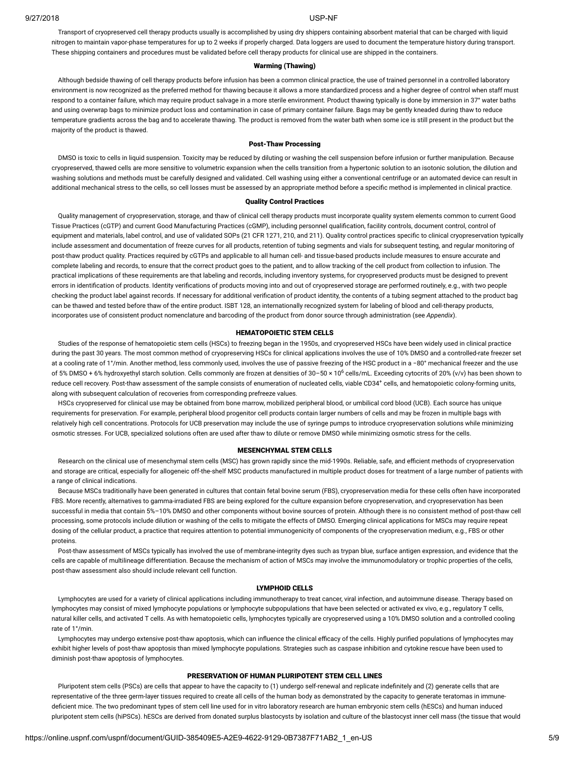Transport of cryopreserved cell therapy products usually is accomplished by using dry shippers containing absorbent material that can be charged with liquid nitrogen to maintain vapor-phase temperatures for up to 2 weeks if properly charged. Data loggers are used to document the temperature history during transport. These shipping containers and procedures must be validated before cell therapy products for clinical use are shipped in the containers.

#### Warming (Thawing)

Although bedside thawing of cell therapy products before infusion has been a common clinical practice, the use of trained personnel in a controlled laboratory environment is now recognized as the preferred method for thawing because it allows a more standardized process and a higher degree of control when staff must respond to a container failure, which may require product salvage in a more sterile environment. Product thawing typically is done by immersion in 37° water baths and using overwrap bags to minimize product loss and contamination in case of primary container failure. Bags may be gently kneaded during thaw to reduce temperature gradients across the bag and to accelerate thawing. The product is removed from the water bath when some ice is still present in the product but the majority of the product is thawed.

#### Post-Thaw Processing

DMSO is toxic to cells in liquid suspension. Toxicity may be reduced by diluting or washing the cell suspension before infusion or further manipulation. Because cryopreserved, thawed cells are more sensitive to volumetric expansion when the cells transition from a hypertonic solution to an isotonic solution, the dilution and washing solutions and methods must be carefully designed and validated. Cell washing using either a conventional centrifuge or an automated device can result in additional mechanical stress to the cells, so cell losses must be assessed by an appropriate method before a specific method is implemented in clinical practice.

#### Quality Control Practices

Quality management of cryopreservation, storage, and thaw of clinical cell therapy products must incorporate quality system elements common to current Good Tissue Practices (cGTP) and current Good Manufacturing Practices (cGMP), including personnel qualification, facility controls, document control, control of equipment and materials, label control, and use of validated SOPs (21 CFR 1271, 210, and 211). Quality control practices specific to clinical cryopreservation typically include assessment and documentation of freeze curves for all products, retention of tubing segments and vials for subsequent testing, and regular monitoring of post-thaw product quality. Practices required by cGTPs and applicable to all human cell- and tissue-based products include measures to ensure accurate and complete labeling and records, to ensure that the correct product goes to the patient, and to allow tracking of the cell product from collection to infusion. The practical implications of these requirements are that labeling and records, including inventory systems, for cryopreserved products must be designed to prevent errors in identification of products. Identity verifications of products moving into and out of cryopreserved storage are performed routinely, e.g., with two people checking the product label against records. If necessary for additional verification of product identity, the contents of a tubing segment attached to the product bag can be thawed and tested before thaw of the entire product. ISBT 128, an internationally recognized system for labeling of blood and cell-therapy products, incorporates use of consistent product nomenclature and barcoding of the product from donor source through administration (see *Appendix*).

### HEMATOPOIETIC STEM CELLS

Studies of the response of hematopoietic stem cells (HSCs) to freezing began in the 1950s, and cryopreserved HSCs have been widely used in clinical practice during the past 30 years. The most common method of cryopreserving HSCs for clinical applications involves the use of 10% DMSO and a controlled-rate freezer set at a cooling rate of 1°/min. Another method, less commonly used, involves the use of passive freezing of the HSC product in a −80° mechanical freezer and the use of 5% DMSO + 6% hydroxyethyl starch solution. Cells commonly are frozen at densities of 30–50 × $10^6$ cells/mL. Exceeding cytocrits of 20% (v/v) has been shown to reduce cell recovery. Post-thaw assessment of the sample consists of enumeration of nucleated cells, viable $CD34^+$ cells, and hematopoietic colony-forming units, along with subsequent calculation of recoveries from corresponding prefreeze values.

HSCs cryopreserved for clinical use may be obtained from bone marrow, mobilized peripheral blood, or umbilical cord blood (UCB). Each source has unique requirements for preservation. For example, peripheral blood progenitor cell products contain larger numbers of cells and may be frozen in multiple bags with relatively high cell concentrations. Protocols for UCB preservation may include the use of syringe pumps to introduce cryopreservation solutions while minimizing osmotic stresses. For UCB, specialized solutions often are used after thaw to dilute or remove DMSO while minimizing osmotic stress for the cells.

### MESENCHYMAL STEM CELLS

Research on the clinical use of mesenchymal stem cells (MSC) has grown rapidly since the mid-1990s. Reliable, safe, and efficient methods of cryopreservation and storage are critical, especially for allogeneic off-the-shelf MSC products manufactured in multiple product doses for treatment of a large number of patients with a range of clinical indications.

Because MSCs traditionally have been generated in cultures that contain fetal bovine serum (FBS), cryopreservation media for these cells often have incorporated FBS. More recently, alternatives to gamma-irradiated FBS are being explored for the culture expansion before cryopreservation, and cryopreservation has been successful in media that contain 5%–10% DMSO and other components without bovine sources of protein. Although there is no consistent method of post-thaw cell processing, some protocols include dilution or washing of the cells to mitigate the effects of DMSO. Emerging clinical applications for MSCs may require repeat dosing of the cellular product, a practice that requires attention to potential immunogenicity of components of the cryopreservation medium, e.g., FBS or other proteins.

Post-thaw assessment of MSCs typically has involved the use of membrane-integrity dyes such as trypan blue, surface antigen expression, and evidence that the cells are capable of multilineage differentiation. Because the mechanism of action of MSCs may involve the immunomodulatory or trophic properties of the cells, post-thaw assessment also should include relevant cell function.

### LYMPHOID CELLS

Lymphocytes are used for a variety of clinical applications including immunotherapy to treat cancer, viral infection, and autoimmune disease. Therapy based on lymphocytes may consist of mixed lymphocyte populations or lymphocyte subpopulations that have been selected or activated ex vivo, e.g., regulatory T cells, natural killer cells, and activated T cells. As with hematopoietic cells, lymphocytes typically are cryopreserved using a 10% DMSO solution and a controlled cooling rate of 1°/min.

Lymphocytes may undergo extensive post-thaw apoptosis, which can influence the clinical efficacy of the cells. Highly purified populations of lymphocytes may exhibit higher levels of post-thaw apoptosis than mixed lymphocyte populations. Strategies such as caspase inhibition and cytokine rescue have been used to diminish post-thaw apoptosis of lymphocytes.

### PRESERVATION OF HUMAN PLURIPOTENT STEM CELL LINES

Pluripotent stem cells (PSCs) are cells that appear to have the capacity to (1) undergo self-renewal and replicate indefinitely and (2) generate cells that are representative of the three germ-layer tissues required to create all cells of the human body as demonstrated by the capacity to generate teratomas in immune-deficient mice. The two predominant types of stem cell line used for in vitro laboratory research are human embryonic stem cells (hESCs) and human induced pluripotent stem cells (hiPSCs). hESCs are derived from donated surplus blastocysts by isolation and culture of the blastocyst inner cell mass (the tissue that would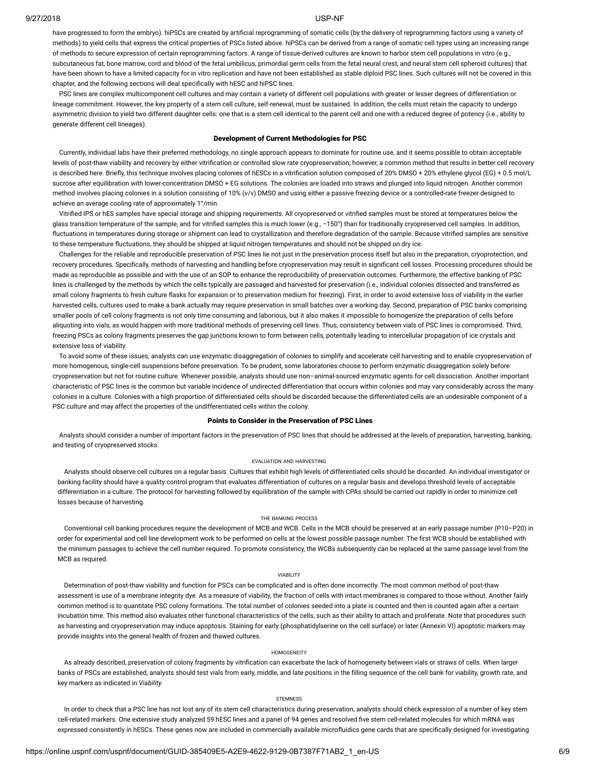have progressed to form the embryo). hiPSCs are created by artificial reprogramming of somatic cells (by the delivery of reprogramming factors using a variety of methods) to yield cells that express the critical properties of PSCs listed above. hiPSCs can be derived from a range of somatic cell types using an increasing range of methods to secure expression of certain reprogramming factors. A range of tissue-derived cultures are known to harbor stem cell populations in vitro (e.g., subcutaneous fat, bone marrow, cord and blood of the fetal umbilicus, primordial germ cells from the fetal neural crest, and neural stem cell spheroid cultures) that have been shown to have a limited capacity for in vitro replication and have not been established as stable diploid PSC lines. Such cultures will not be covered in this chapter, and the following sections will deal specifically with hESC and hiPSC lines.

PSC lines are complex multicomponent cell cultures and may contain a variety of different cell populations with greater or lesser degrees of differentiation or lineage commitment. However, the key property of a stem cell culture, self-renewal, must be sustained. In addition, the cells must retain the capacity to undergo asymmetric division to yield two different daughter cells: one that is a stem cell identical to the parent cell and one with a reduced degree of potency (i.e., ability to generate different cell lineages).

## Development of Current Methodologies for PSC

Currently, individual labs have their preferred methodology, no single approach appears to dominate for routine use, and it seems possible to obtain acceptable levels of post-thaw viability and recovery by either vitrification or controlled slow rate cryopreservation; however, a common method that results in better cell recovery is described here. Briefly, this technique involves placing colonies of hESCs in a vitrification solution composed of 20% DMSO + 20% ethylene glycol (EG) + 0.5 mol/L sucrose after equilibration with lower-concentration DMSO + EG solutions. The colonies are loaded into straws and plunged into liquid nitrogen. Another common method involves placing colonies in a solution consisting of 10% (v/v) DMSO and using either a passive freezing device or a controlled-rate freezer designed to achieve an average cooling rate of approximately 1°/min.

Vitrified IPS or hES samples have special storage and shipping requirements. All cryopreserved or vitrified samples must be stored at temperatures below the glass transition temperature of the sample, and for vitrified samples this is much lower (e.g., −150°) than for traditionally cryopreserved cell samples. In addition, fluctuations in temperatures during storage or shipment can lead to crystallization and therefore degradation of the sample. Because vitrified samples are sensitive to these temperature fluctuations, they should be shipped at liquid nitrogen temperatures and should not be shipped on dry ice.

Challenges for the reliable and reproducible preservation of PSC lines lie not just in the preservation process itself but also in the preparation, cryoprotection, and recovery procedures. Specifically, methods of harvesting and handling before cryopreservation may result in significant cell losses. Processing procedures should be made as reproducible as possible and with the use of an SOP to enhance the reproducibility of preservation outcomes. Furthermore, the effective banking of PSC lines is challenged by the methods by which the cells typically are passaged and harvested for preservation (i.e., individual colonies dissected and transferred as small colony fragments to fresh culture flasks for expansion or to preservation medium for freezing). First, in order to avoid extensive loss of viability in the earlier harvested cells, cultures used to make a bank actually may require preservation in small batches over a working day. Second, preparation of PSC banks comprising smaller pools of cell colony fragments is not only time consuming and laborious, but it also makes it impossible to homogenize the preparation of cells before aliquoting into vials, as would happen with more traditional methods of preserving cell lines. Thus, consistency between vials of PSC lines is compromised. Third, freezing PSCs as colony fragments preserves the gap junctions known to form between cells, potentially leading to intercellular propagation of ice crystals and extensive loss of viability.

To avoid some of these issues, analysts can use enzymatic disaggregation of colonies to simplify and accelerate cell harvesting and to enable cryopreservation of more homogenous, single-cell suspensions before preservation. To be prudent, some laboratories choose to perform enzymatic disaggregation solely before cryopreservation but not for routine culture. Whenever possible, analysts should use non–animal-sourced enzymatic agents for cell dissociation. Another important characteristic of PSC lines is the common but variable incidence of undirected differentiation that occurs within colonies and may vary considerably across the many colonies in a culture. Colonies with a high proportion of differentiated cells should be discarded because the differentiated cells are an undesirable component of a PSC culture and may affect the properties of the undifferentiated cells within the colony.

## Points to Consider in the Preservation of PSC Lines

Analysts should consider a number of important factors in the preservation of PSC lines that should be addressed at the levels of preparation, harvesting, banking, and testing of cryopreserved stocks.

### EVALUATION AND HARVESTING

Analysts should observe cell cultures on a regular basis. Cultures that exhibit high levels of differentiated cells should be discarded. An individual investigator or banking facility should have a quality control program that evaluates differentiation of cultures on a regular basis and develops threshold levels of acceptable differentiation in a culture. The protocol for harvesting followed by equilibration of the sample with CPAs should be carried out rapidly in order to minimize cell losses because of harvesting.

### THE BANKING PROCESS

Conventional cell banking procedures require the development of MCB and WCB. Cells in the MCB should be preserved at an early passage number (P10–P20) in order for experimental and cell line development work to be performed on cells at the lowest possible passage number. The first WCB should be established with the minimum passages to achieve the cell number required. To promote consistency, the WCBs subsequently can be replaced at the same passage level from the MCB as required.

### VIABILITY

Determination of post-thaw viability and function for PSCs can be complicated and is often done incorrectly. The most common method of post-thaw assessment is use of a membrane integrity dye. As a measure of viability, the fraction of cells with intact membranes is compared to those without. Another fairly common method is to quantitate PSC colony formations. The total number of colonies seeded into a plate is counted and then is counted again after a certain incubation time. This method also evaluates other functional characteristics of the cells, such as their ability to attach and proliferate. Note that procedures such as harvesting and cryopreservation may induce apoptosis. Staining for early (phosphatidylserine on the cell surface) or later (Annexin VI) apoptotic markers may provide insights into the general health of frozen and thawed cultures.

### HOMOGENEITY

As already described, preservation of colony fragments by vitrification can exacerbate the lack of homogeneity between vials or straws of cells. When larger banks of PSCs are established, analysts should test vials from early, middle, and late positions in the filling sequence of the cell bank for viability, growth rate, and key markers as indicated in *Viability.*

### STEMNESS

In order to check that a PSC line has not lost any of its stem cell characteristics during preservation, analysts should check expression of a number of key stem cell-related markers. One extensive study analyzed 59 hESC lines and a panel of 94 genes and resolved five stem cell-related molecules for which mRNA was expressed consistently in hESCs. These genes now are included in commercially available microfluidics gene cards that are specifically designed for investigating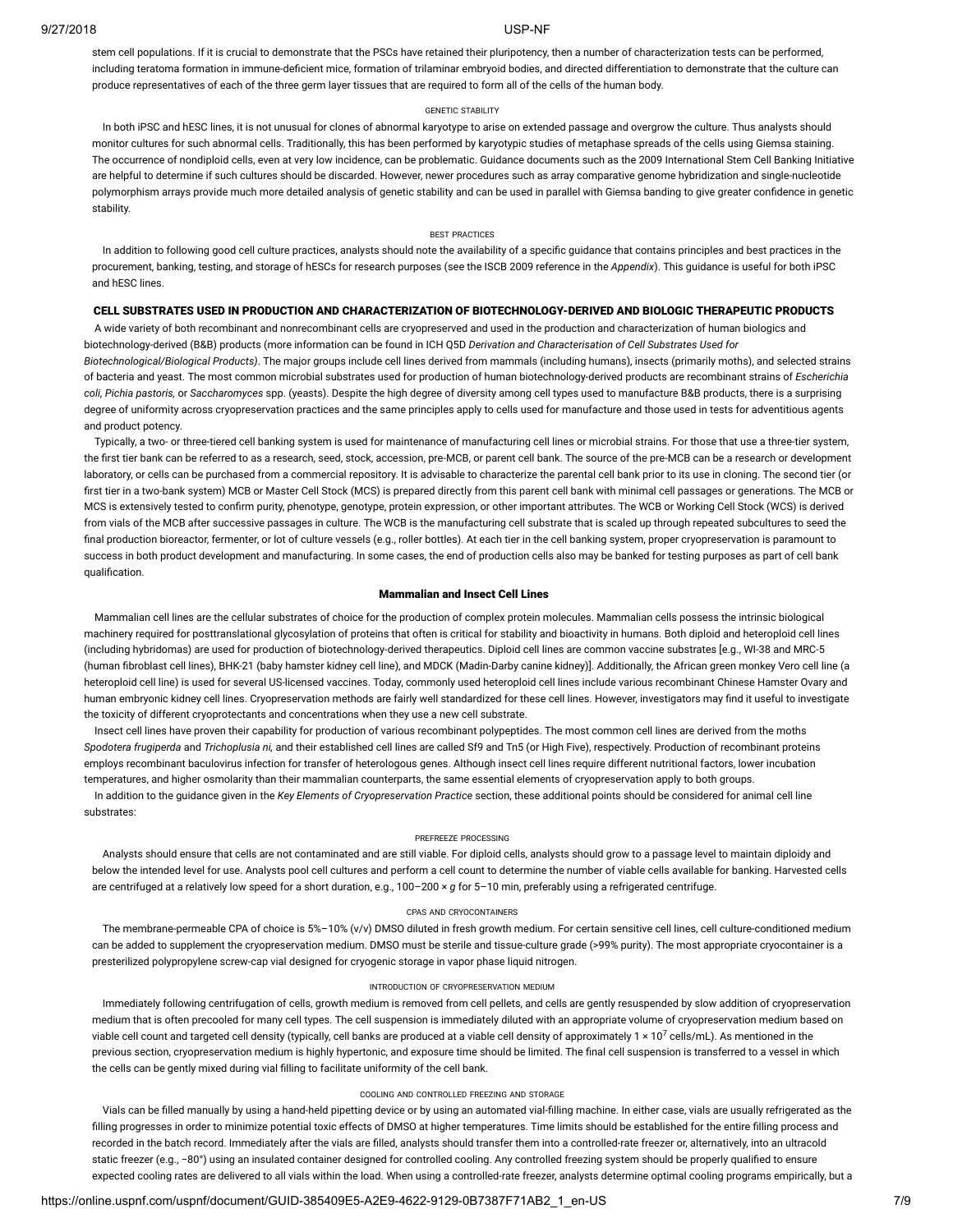stem cell populations. If it is crucial to demonstrate that the PSCs have retained their pluripotency, then a number of characterization tests can be performed, including teratoma formation in immune-deficient mice, formation of trilaminar embryoid bodies, and directed differentiation to demonstrate that the culture can produce representatives of each of the three germ layer tissues that are required to form all of the cells of the human body.

###### GENETIC STABILITY

In both iPSC and hESC lines, it is not unusual for clones of abnormal karyotype to arise on extended passage and overgrow the culture. Thus analysts should monitor cultures for such abnormal cells. Traditionally, this has been performed by karyotypic studies of metaphase spreads of the cells using Giemsa staining. The occurrence of nondiploid cells, even at very low incidence, can be problematic. Guidance documents such as the 2009 International Stem Cell Banking Initiative are helpful to determine if such cultures should be discarded. However, newer procedures such as array comparative genome hybridization and single-nucleotide polymorphism arrays provide much more detailed analysis of genetic stability and can be used in parallel with Giemsa banding to give greater confidence in genetic stability.

###### BEST PRACTICES

In addition to following good cell culture practices, analysts should note the availability of a specific guidance that contains principles and best practices in the procurement, banking, testing, and storage of hESCs for research purposes (see the ISCB 2009 reference in the *Appendix*). This guidance is useful for both iPSC and hESC lines.

## CELL SUBSTRATES USED IN PRODUCTION AND CHARACTERIZATION OF BIOTECHNOLOGY-DERIVED AND BIOLOGIC THERAPEUTIC PRODUCTS

A wide variety of both recombinant and nonrecombinant cells are cryopreserved and used in the production and characterization of human biologics and biotechnology-derived (B&B) products (more information can be found in ICH Q5D *Derivation and Characterisation of Cell Substrates Used for Biotechnological/Biological Products)*. The major groups include cell lines derived from mammals (including humans), insects (primarily moths), and selected strains of bacteria and yeast. The most common microbial substrates used for production of human biotechnology-derived products are recombinant strains of *Escherichia coli, Pichia pastoris,* or *Saccharomyces* spp. (yeasts). Despite the high degree of diversity among cell types used to manufacture B&B products, there is a surprising degree of uniformity across cryopreservation practices and the same principles apply to cells used for manufacture and those used in tests for adventitious agents and product potency.

Typically, a two- or three-tiered cell banking system is used for maintenance of manufacturing cell lines or microbial strains. For those that use a three-tier system, the first tier bank can be referred to as a research, seed, stock, accession, pre-MCB, or parent cell bank. The source of the pre-MCB can be a research or development laboratory, or cells can be purchased from a commercial repository. It is advisable to characterize the parental cell bank prior to its use in cloning. The second tier (or first tier in a two-bank system) MCB or Master Cell Stock (MCS) is prepared directly from this parent cell bank with minimal cell passages or generations. The MCB or MCS is extensively tested to confirm purity, phenotype, genotype, protein expression, or other important attributes. The WCB or Working Cell Stock (WCS) is derived from vials of the MCB after successive passages in culture. The WCB is the manufacturing cell substrate that is scaled up through repeated subcultures to seed the final production bioreactor, fermenter, or lot of culture vessels (e.g., roller bottles). At each tier in the cell banking system, proper cryopreservation is paramount to success in both product development and manufacturing. In some cases, the end of production cells also may be banked for testing purposes as part of cell bank qualification.

### Mammalian and Insect Cell Lines

Mammalian cell lines are the cellular substrates of choice for the production of complex protein molecules. Mammalian cells possess the intrinsic biological machinery required for posttranslational glycosylation of proteins that often is critical for stability and bioactivity in humans. Both diploid and heteroploid cell lines (including hybridomas) are used for production of biotechnology-derived therapeutics. Diploid cell lines are common vaccine substrates [e.g., WI-38 and MRC-5 (human fibroblast cell lines), BHK-21 (baby hamster kidney cell line), and MDCK (Madin-Darby canine kidney)]. Additionally, the African green monkey Vero cell line (a heteroploid cell line) is used for several US-licensed vaccines. Today, commonly used heteroploid cell lines include various recombinant Chinese Hamster Ovary and human embryonic kidney cell lines. Cryopreservation methods are fairly well standardized for these cell lines. However, investigators may find it useful to investigate the toxicity of different cryoprotectants and concentrations when they use a new cell substrate.

Insect cell lines have proven their capability for production of various recombinant polypeptides. The most common cell lines are derived from the moths *Spodotera frugiperda* and *Trichoplusia ni,* and their established cell lines are called Sf9 and Tn5 (or High Five), respectively. Production of recombinant proteins employs recombinant baculovirus infection for transfer of heterologous genes. Although insect cell lines require different nutritional factors, lower incubation temperatures, and higher osmolarity than their mammalian counterparts, the same essential elements of cryopreservation apply to both groups.

In addition to the guidance given in the *Key Elements of Cryopreservation Practice* section, these additional points should be considered for animal cell line substrates:

###### PREFREEZE PROCESSING

Analysts should ensure that cells are not contaminated and are still viable. For diploid cells, analysts should grow to a passage level to maintain diploidy and below the intended level for use. Analysts pool cell cultures and perform a cell count to determine the number of viable cells available for banking. Harvested cells are centrifuged at a relatively low speed for a short duration, e.g., 100–200 × *g* for 5–10 min, preferably using a refrigerated centrifuge.

###### CPAS AND CRYOCONTAINERS

The membrane-permeable CPA of choice is 5%–10% (v/v) DMSO diluted in fresh growth medium. For certain sensitive cell lines, cell culture-conditioned medium can be added to supplement the cryopreservation medium. DMSO must be sterile and tissue-culture grade (>99% purity). The most appropriate cryocontainer is a presterilized polypropylene screw-cap vial designed for cryogenic storage in vapor phase liquid nitrogen.

###### INTRODUCTION OF CRYOPRESERVATION MEDIUM

Immediately following centrifugation of cells, growth medium is removed from cell pellets, and cells are gently resuspended by slow addition of cryopreservation medium that is often precooled for many cell types. The cell suspension is immediately diluted with an appropriate volume of cryopreservation medium based on viable cell count and targeted cell density (typically, cell banks are produced at a viable cell density of approximately $1 \times 10^7$ cells/mL). As mentioned in the previous section, cryopreservation medium is highly hypertonic, and exposure time should be limited. The final cell suspension is transferred to a vessel in which the cells can be gently mixed during vial filling to facilitate uniformity of the cell bank.

###### COOLING AND CONTROLLED FREEZING AND STORAGE

Vials can be filled manually by using a hand-held pipetting device or by using an automated vial-filling machine. In either case, vials are usually refrigerated as the filling progresses in order to minimize potential toxic effects of DMSO at higher temperatures. Time limits should be established for the entire filling process and recorded in the batch record. Immediately after the vials are filled, analysts should transfer them into a controlled-rate freezer or, alternatively, into an ultracold static freezer (e.g., −80°) using an insulated container designed for controlled cooling. Any controlled freezing system should be properly qualified to ensure expected cooling rates are delivered to all vials within the load. When using a controlled-rate freezer, analysts determine optimal cooling programs empirically, but a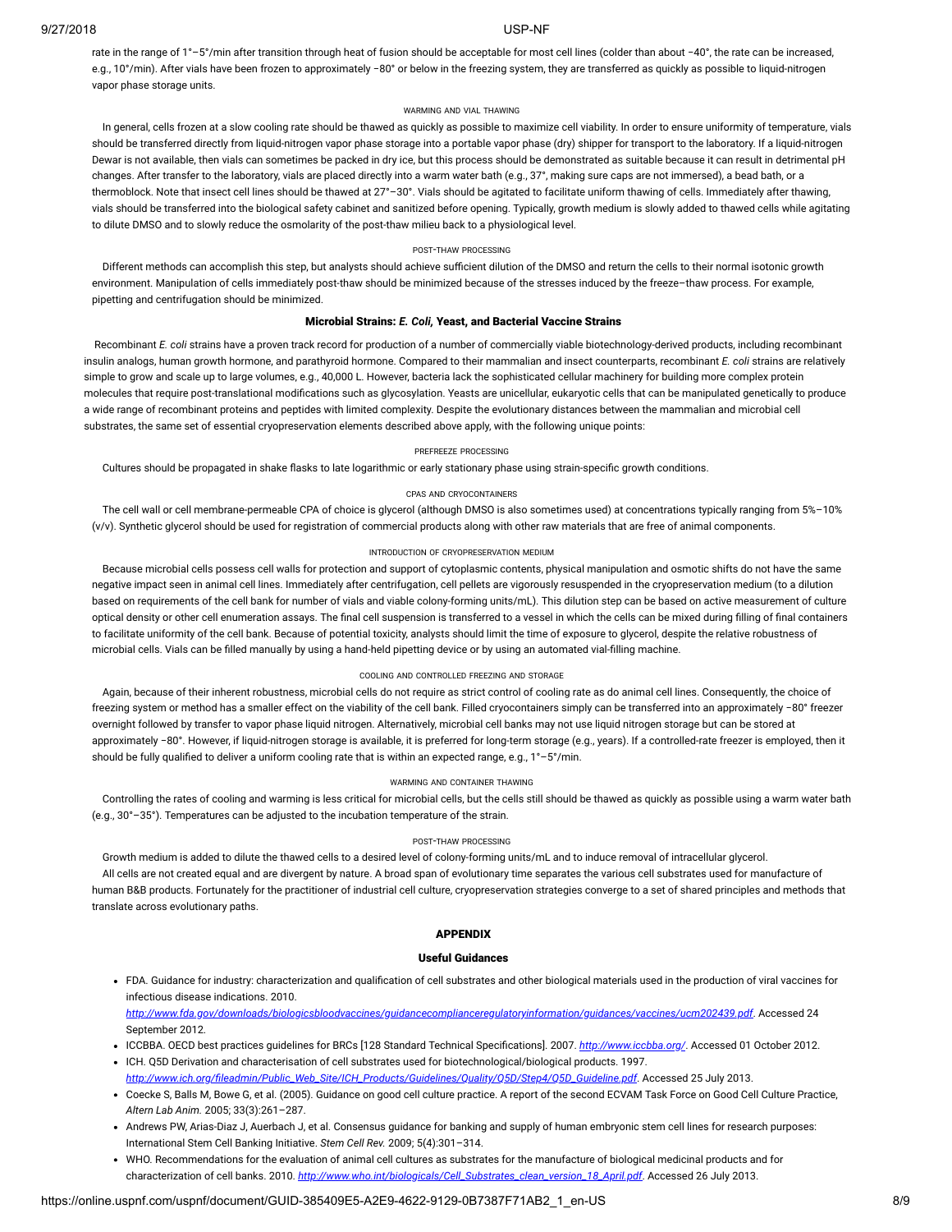rate in the range of 1°–5°/min after transition through heat of fusion should be acceptable for most cell lines (colder than about −40°, the rate can be increased, e.g., 10°/min). After vials have been frozen to approximately −80° or below in the freezing system, they are transferred as quickly as possible to liquid-nitrogen vapor phase storage units.

###### WARMING AND VIAL THAWING

In general, cells frozen at a slow cooling rate should be thawed as quickly as possible to maximize cell viability. In order to ensure uniformity of temperature, vials should be transferred directly from liquid-nitrogen vapor phase storage into a portable vapor phase (dry) shipper for transport to the laboratory. If a liquid-nitrogen Dewar is not available, then vials can sometimes be packed in dry ice, but this process should be demonstrated as suitable because it can result in detrimental pH changes. After transfer to the laboratory, vials are placed directly into a warm water bath (e.g., 37°, making sure caps are not immersed), a bead bath, or a thermoblock. Note that insect cell lines should be thawed at 27°–30°. Vials should be agitated to facilitate uniform thawing of cells. Immediately after thawing, vials should be transferred into the biological safety cabinet and sanitized before opening. Typically, growth medium is slowly added to thawed cells while agitating to dilute DMSO and to slowly reduce the osmolarity of the post-thaw milieu back to a physiological level.

###### POST-THAW PROCESSING

Different methods can accomplish this step, but analysts should achieve sufficient dilution of the DMSO and return the cells to their normal isotonic growth environment. Manipulation of cells immediately post-thaw should be minimized because of the stresses induced by the freeze–thaw process. For example, pipetting and centrifugation should be minimized.

#### Microbial Strains: *E. Coli,* Yeast, and Bacterial Vaccine Strains

Recombinant *E. coli* strains have a proven track record for production of a number of commercially viable biotechnology-derived products, including recombinant insulin analogs, human growth hormone, and parathyroid hormone. Compared to their mammalian and insect counterparts, recombinant *E. coli* strains are relatively simple to grow and scale up to large volumes, e.g., 40,000 L. However, bacteria lack the sophisticated cellular machinery for building more complex protein molecules that require post-translational modifications such as glycosylation. Yeasts are unicellular, eukaryotic cells that can be manipulated genetically to produce a wide range of recombinant proteins and peptides with limited complexity. Despite the evolutionary distances between the mammalian and microbial cell substrates, the same set of essential cryopreservation elements described above apply, with the following unique points:

###### PREFREEZE PROCESSING

Cultures should be propagated in shake flasks to late logarithmic or early stationary phase using strain-specific growth conditions.

###### CPAS AND CRYOCONTAINERS

The cell wall or cell membrane-permeable CPA of choice is glycerol (although DMSO is also sometimes used) at concentrations typically ranging from 5%–10% (v/v). Synthetic glycerol should be used for registration of commercial products along with other raw materials that are free of animal components.

###### INTRODUCTION OF CRYOPRESERVATION MEDIUM

Because microbial cells possess cell walls for protection and support of cytoplasmic contents, physical manipulation and osmotic shifts do not have the same negative impact seen in animal cell lines. Immediately after centrifugation, cell pellets are vigorously resuspended in the cryopreservation medium (to a dilution based on requirements of the cell bank for number of vials and viable colony-forming units/mL). This dilution step can be based on active measurement of culture optical density or other cell enumeration assays. The final cell suspension is transferred to a vessel in which the cells can be mixed during filling of final containers to facilitate uniformity of the cell bank. Because of potential toxicity, analysts should limit the time of exposure to glycerol, despite the relative robustness of microbial cells. Vials can be filled manually by using a hand-held pipetting device or by using an automated vial-filling machine.

###### COOLING AND CONTROLLED FREEZING AND STORAGE

Again, because of their inherent robustness, microbial cells do not require as strict control of cooling rate as do animal cell lines. Consequently, the choice of freezing system or method has a smaller effect on the viability of the cell bank. Filled cryocontainers simply can be transferred into an approximately −80° freezer overnight followed by transfer to vapor phase liquid nitrogen. Alternatively, microbial cell banks may not use liquid nitrogen storage but can be stored at approximately −80°. However, if liquid-nitrogen storage is available, it is preferred for long-term storage (e.g., years). If a controlled-rate freezer is employed, then it should be fully qualified to deliver a uniform cooling rate that is within an expected range, e.g., 1°–5°/min.

###### WARMING AND CONTAINER THAWING

Controlling the rates of cooling and warming is less critical for microbial cells, but the cells still should be thawed as quickly as possible using a warm water bath (e.g., 30°–35°). Temperatures can be adjusted to the incubation temperature of the strain.

###### POST-THAW PROCESSING

Growth medium is added to dilute the thawed cells to a desired level of colony-forming units/mL and to induce removal of intracellular glycerol.

All cells are not created equal and are divergent by nature. A broad span of evolutionary time separates the various cell substrates used for manufacture of human B&B products. Fortunately for the practitioner of industrial cell culture, cryopreservation strategies converge to a set of shared principles and methods that translate across evolutionary paths.

## APPENDIX

#### Useful Guidances

- FDA. Guidance for industry: characterization and qualification of cell substrates and other biological materials used in the production of viral vaccines for infectious disease indications. 2010. *http://www.fda.gov/downloads/biologicsbloodvaccines/guidancecomplianceregulatoryinformation/guidances/vaccines/ucm202439.pdf*. Accessed 24 September 2012.
- ICCBBA. OECD best practices guidelines for BRCs [128 Standard Technical Specifications]. 2007. *http://www.iccbba.org/*. Accessed 01 October 2012.
- ICH. Q5D Derivation and characterisation of cell substrates used for biotechnological/biological products. 1997. *http://www.ich.org/fileadmin/Public_Web_Site/ICH_Products/Guidelines/Quality/Q5D/Step4/Q5D_Guideline.pdf*. Accessed 25 July 2013.
- Coecke S, Balls M, Bowe G, et al. (2005). Guidance on good cell culture practice. A report of the second ECVAM Task Force on Good Cell Culture Practice, *Altern Lab Anim.* 2005; 33(3):261–287.
- Andrews PW, Arias-Diaz J, Auerbach J, et al. Consensus guidance for banking and supply of human embryonic stem cell lines for research purposes: International Stem Cell Banking Initiative. *Stem Cell Rev.* 2009; 5(4):301–314.
- WHO. Recommendations for the evaluation of animal cell cultures as substrates for the manufacture of biological medicinal products and for characterization of cell banks. 2010. *http://www.who.int/biologicals/Cell_Substrates_clean_version_18_April.pdf*. Accessed 26 July 2013.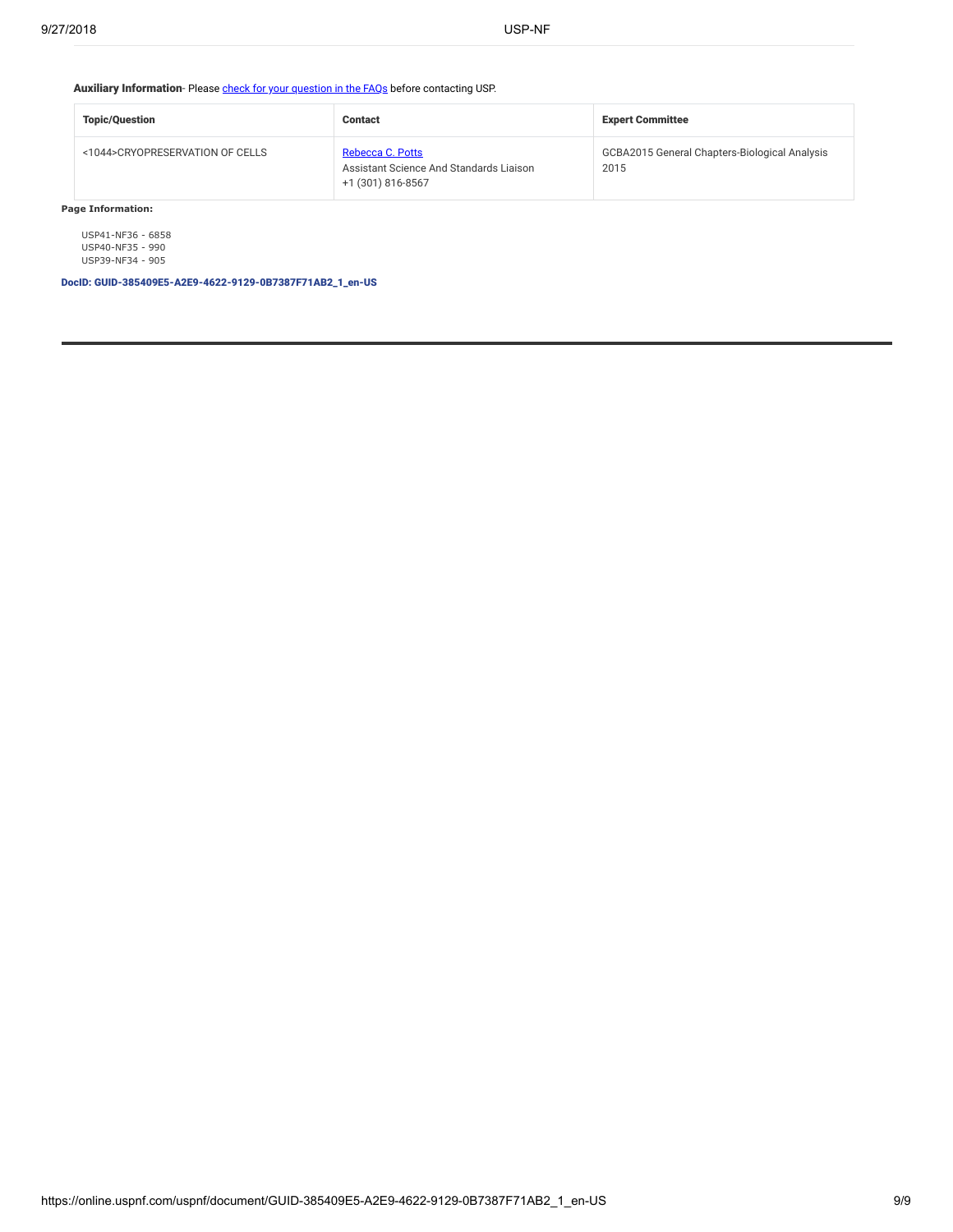**Auxiliary Information**- Please check for your question in the FAQs before contacting USP.

| Topic/Question | Contact | Expert Committee |
| --- | --- | --- |
| <1044>CRYOPRESERVATION OF CELLS | Rebecca C. Potts<br>Assistant Science And Standards Liaison<br>+1 (301) 816-8567 | GCBA2015 General Chapters-Biological Analysis 2015 |

**Page Information:**

USP41-NF36 - 6858
USP40-NF35 - 990
USP39-NF34 - 905

**DocID: GUID-385409E5-A2E9-4622-9129-0B7387F71AB2_1_en-US**